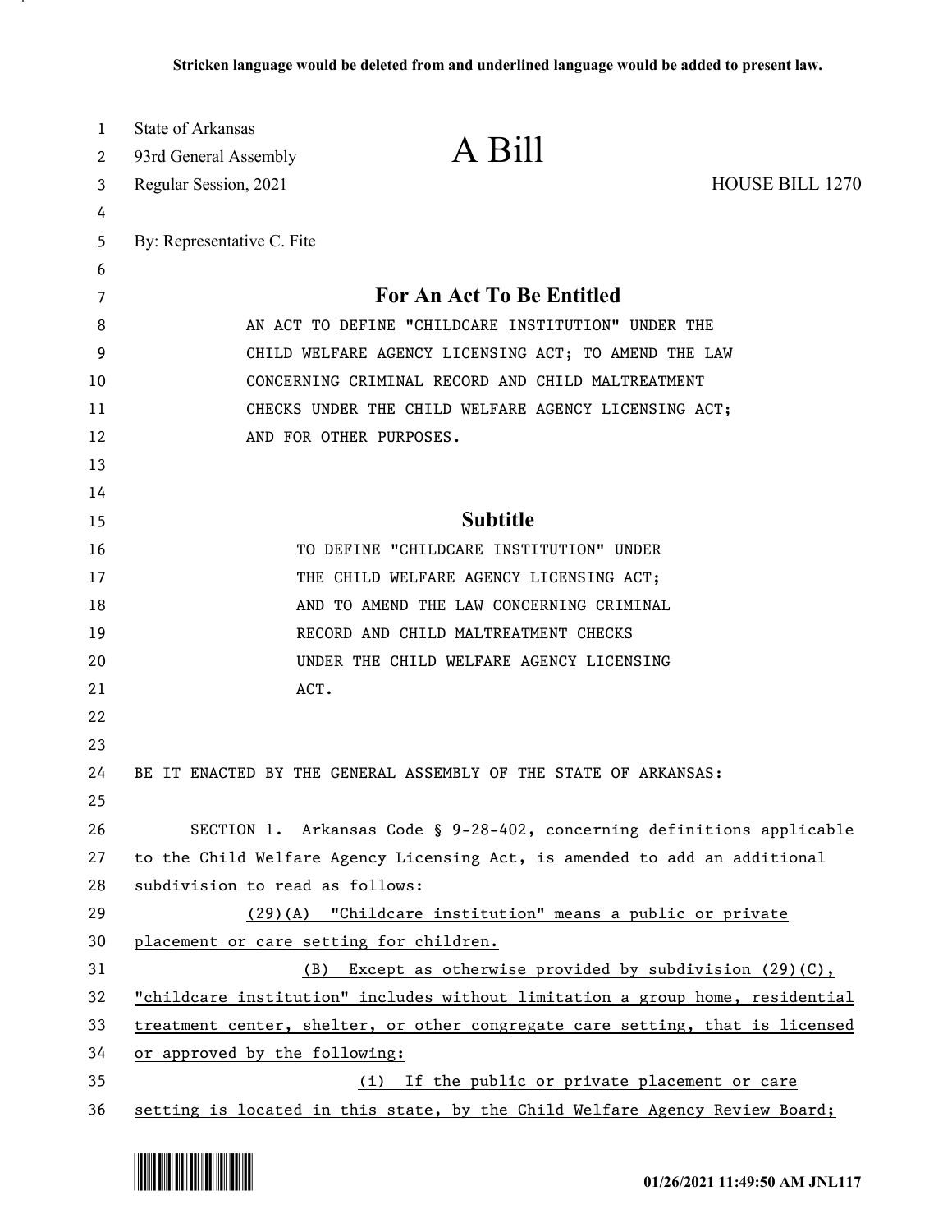**Stricken language would be deleted from and underlined language would be added to present law.**

State of Arkansas
93rd General Assembly
Regular Session, 2021

# A Bill

HOUSE BILL 1270

By: Representative C. Fite

## For An Act To Be Entitled

AN ACT TO DEFINE "CHILDCARE INSTITUTION" UNDER THE CHILD WELFARE AGENCY LICENSING ACT; TO AMEND THE LAW CONCERNING CRIMINAL RECORD AND CHILD MALTREATMENT CHECKS UNDER THE CHILD WELFARE AGENCY LICENSING ACT; AND FOR OTHER PURPOSES.

## Subtitle

TO DEFINE "CHILDCARE INSTITUTION" UNDER THE CHILD WELFARE AGENCY LICENSING ACT; AND TO AMEND THE LAW CONCERNING CRIMINAL RECORD AND CHILD MALTREATMENT CHECKS UNDER THE CHILD WELFARE AGENCY LICENSING ACT.

BE IT ENACTED BY THE GENERAL ASSEMBLY OF THE STATE OF ARKANSAS:

SECTION 1. Arkansas Code § 9-28-402, concerning definitions applicable to the Child Welfare Agency Licensing Act, is amended to add an additional subdivision to read as follows:

<u>(29)(A) "Childcare institution" means a public or private placement or care setting for children.</u>

<u>(B) Except as otherwise provided by subdivision (29)(C), "childcare institution" includes without limitation a group home, residential treatment center, shelter, or other congregate care setting, that is licensed or approved by the following:</u>

<u>(i) If the public or private placement or care setting is located in this state, by the Child Welfare Agency Review Board;</u>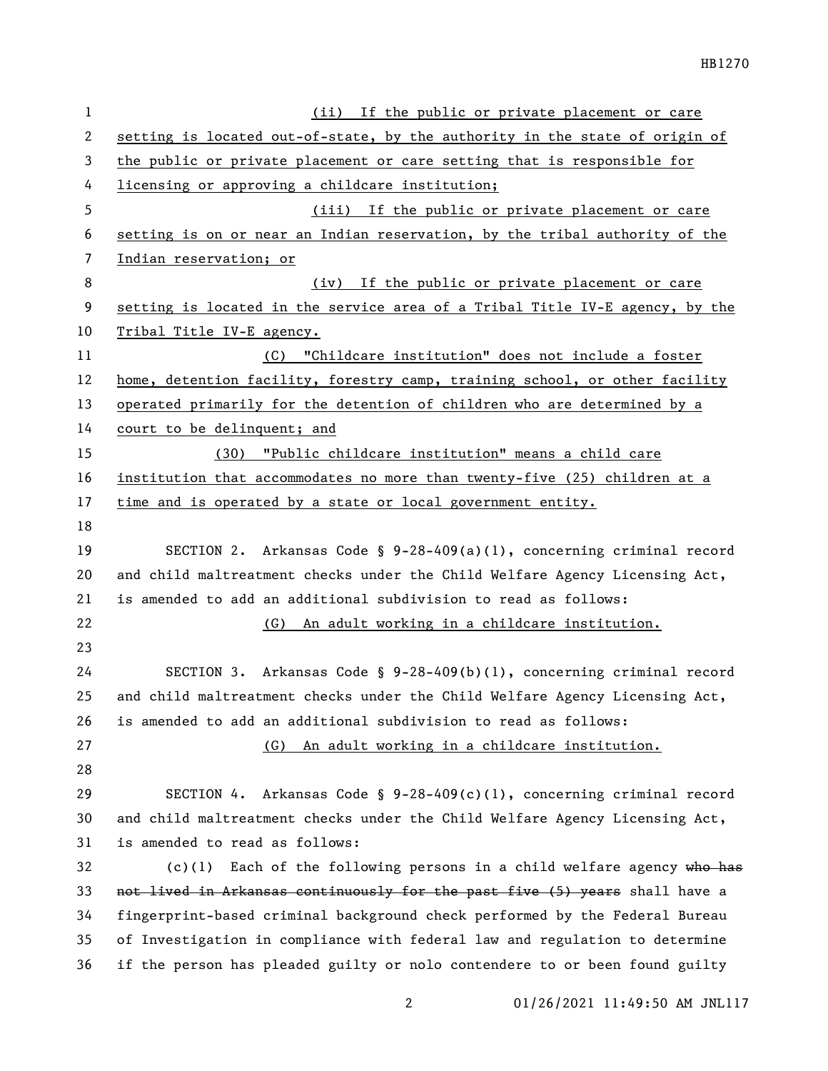(ii) If the public or private placement or care setting is located out-of-state, by the authority in the state of origin of the public or private placement or care setting that is responsible for licensing or approving a childcare institution;

(iii) If the public or private placement or care setting is on or near an Indian reservation, by the tribal authority of the Indian reservation; or

(iv) If the public or private placement or care setting is located in the service area of a Tribal Title IV-E agency, by the Tribal Title IV-E agency.

(C) "Childcare institution" does not include a foster home, detention facility, forestry camp, training school, or other facility operated primarily for the detention of children who are determined by a court to be delinquent; and

(30) "Public childcare institution" means a child care institution that accommodates no more than twenty-five (25) children at a time and is operated by a state or local government entity.

SECTION 2. Arkansas Code § 9-28-409(a)(1), concerning criminal record and child maltreatment checks under the Child Welfare Agency Licensing Act, is amended to add an additional subdivision to read as follows:

(G) An adult working in a childcare institution.

SECTION 3. Arkansas Code § 9-28-409(b)(1), concerning criminal record and child maltreatment checks under the Child Welfare Agency Licensing Act, is amended to add an additional subdivision to read as follows:

(G) An adult working in a childcare institution.

SECTION 4. Arkansas Code § 9-28-409(c)(1), concerning criminal record and child maltreatment checks under the Child Welfare Agency Licensing Act, is amended to read as follows:

(c)(1) Each of the following persons in a child welfare agency ~~who has not lived in Arkansas continuously for the past five (5) years~~ shall have a fingerprint-based criminal background check performed by the Federal Bureau of Investigation in compliance with federal law and regulation to determine if the person has pleaded guilty or nolo contendere to or been found guilty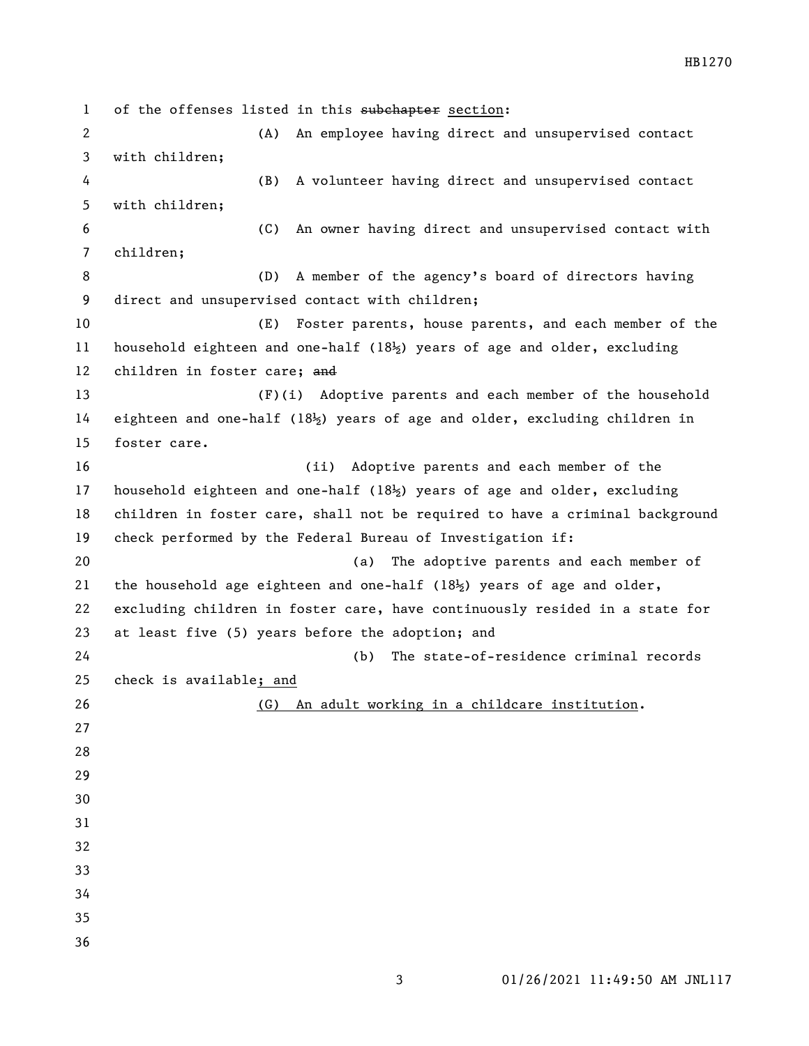of the offenses listed in this ~~subchapter~~ section:

(A) An employee having direct and unsupervised contact with children;

(B) A volunteer having direct and unsupervised contact with children;

(C) An owner having direct and unsupervised contact with children;

(D) A member of the agency's board of directors having direct and unsupervised contact with children;

(E) Foster parents, house parents, and each member of the household eighteen and one-half (18½) years of age and older, excluding children in foster care; ~~and~~

(F)(i) Adoptive parents and each member of the household eighteen and one-half (18½) years of age and older, excluding children in foster care.

(ii) Adoptive parents and each member of the household eighteen and one-half (18½) years of age and older, excluding children in foster care, shall not be required to have a criminal background check performed by the Federal Bureau of Investigation if:

(a) The adoptive parents and each member of the household age eighteen and one-half (18½) years of age and older, excluding children in foster care, have continuously resided in a state for at least five (5) years before the adoption; and

(b) The state-of-residence criminal records check is available<u>; and</u>

<u>(G) An adult working in a childcare institution</u>.